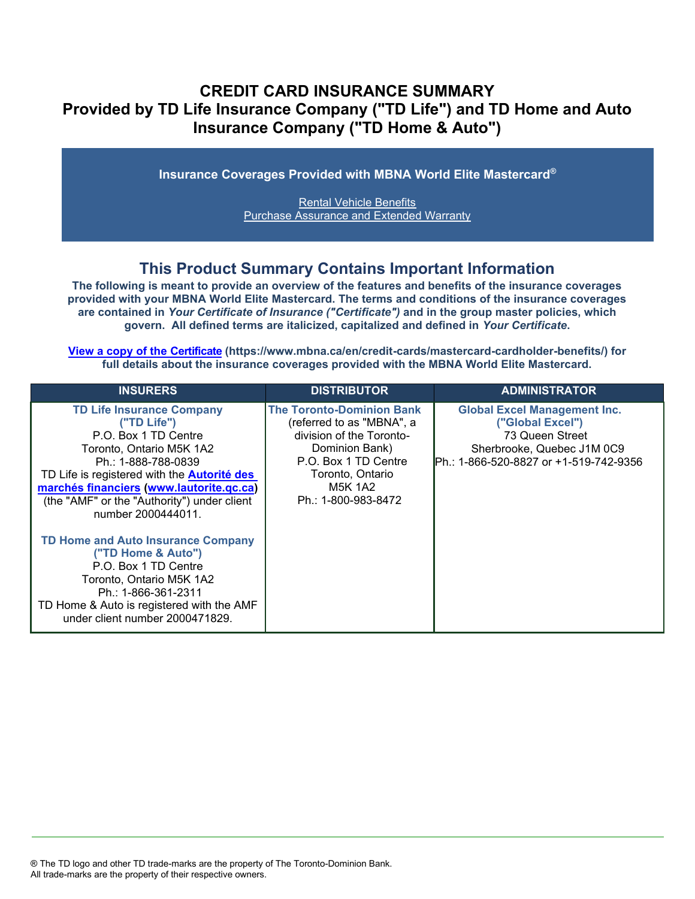# CREDIT CARD INSURANCE SUMMARY
# Provided by TD Life Insurance Company ("TD Life") and TD Home and Auto Insurance Company ("TD Home & Auto")

**Insurance Coverages Provided with MBNA World Elite Mastercard®**

Rental Vehicle Benefits
Purchase Assurance and Extended Warranty

## This Product Summary Contains Important Information

**The following is meant to provide an overview of the features and benefits of the insurance coverages provided with your MBNA World Elite Mastercard. The terms and conditions of the insurance coverages are contained in *Your Certificate of Insurance ("Certificate")* and in the group master policies, which govern. All defined terms are italicized, capitalized and defined in *Your Certificate*.**

**View a copy of the Certificate (https://www.mbna.ca/en/credit-cards/mastercard-cardholder-benefits/) for full details about the insurance coverages provided with the MBNA World Elite Mastercard.**

| INSURERS | DISTRIBUTOR | ADMINISTRATOR |
|---|---|---|
| **TD Life Insurance Company ("TD Life")**<br>P.O. Box 1 TD Centre<br>Toronto, Ontario M5K 1A2<br>Ph.: 1-888-788-0839<br>TD Life is registered with the **Autorité des marchés financiers** (**www.lautorite.qc.ca**) (the "AMF" or the "Authority") under client number 2000444011.<br><br>**TD Home and Auto Insurance Company ("TD Home & Auto")**<br>P.O. Box 1 TD Centre<br>Toronto, Ontario M5K 1A2<br>Ph.: 1-866-361-2311<br>TD Home & Auto is registered with the AMF under client number 2000471829. | **The Toronto-Dominion Bank**<br>(referred to as "MBNA", a division of the Toronto-Dominion Bank)<br>P.O. Box 1 TD Centre<br>Toronto, Ontario<br>M5K 1A2<br>Ph.: 1-800-983-8472 | **Global Excel Management Inc. ("Global Excel")**<br>73 Queen Street<br>Sherbrooke, Quebec J1M 0C9<br>Ph.: 1-866-520-8827 or +1-519-742-9356 |

® The TD logo and other TD trade-marks are the property of The Toronto-Dominion Bank.
All trade-marks are the property of their respective owners.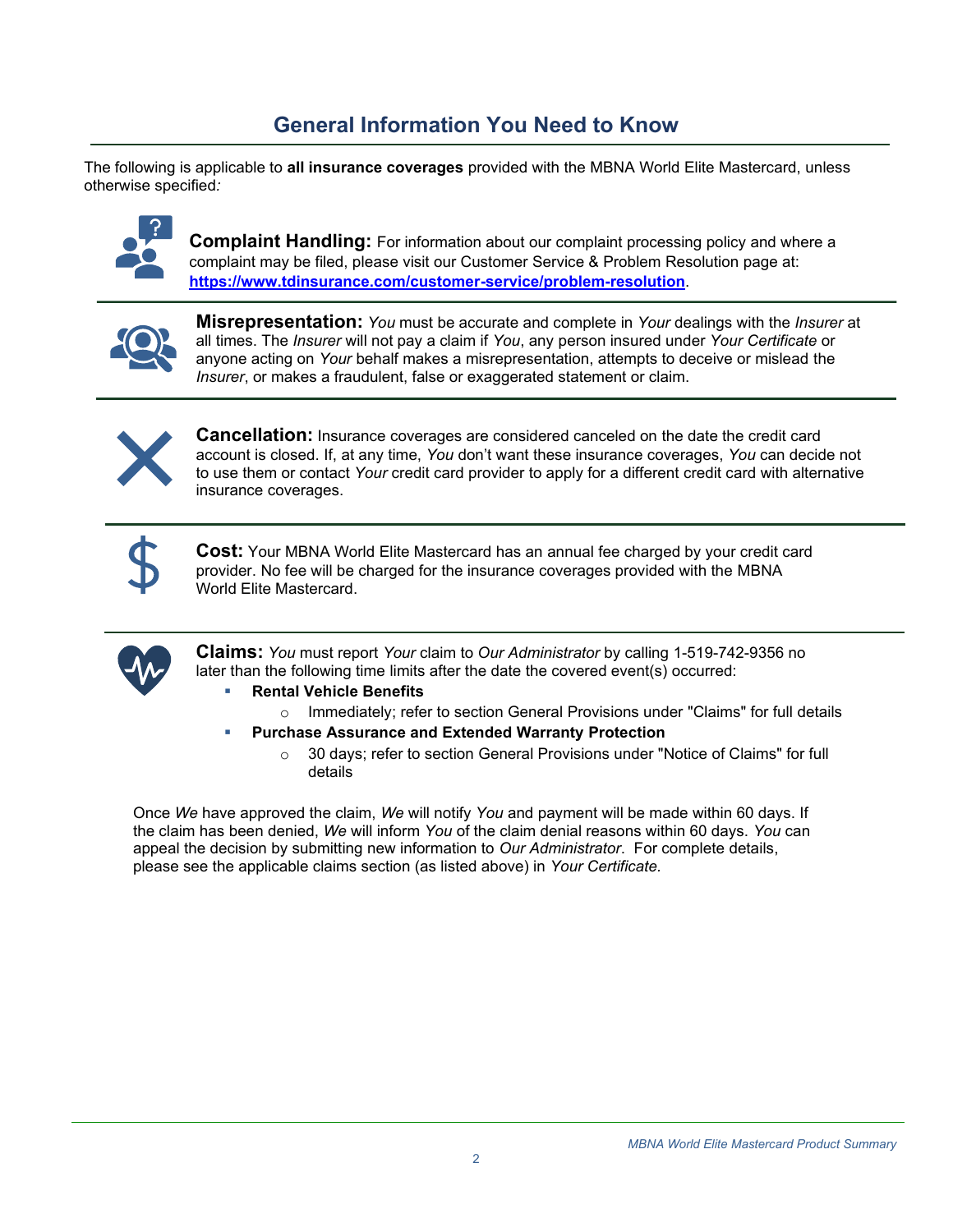## General Information You Need to Know

The following is applicable to **all insurance coverages** provided with the MBNA World Elite Mastercard, unless otherwise specified*:*

**Complaint Handling:** For information about our complaint processing policy and where a complaint may be filed, please visit our Customer Service & Problem Resolution page at: **https://www.tdinsurance.com/customer-service/problem-resolution**.

**Misrepresentation:** *You* must be accurate and complete in *Your* dealings with the *Insurer* at all times. The *Insurer* will not pay a claim if *You*, any person insured under *Your Certificate* or anyone acting on *Your* behalf makes a misrepresentation, attempts to deceive or mislead the *Insurer*, or makes a fraudulent, false or exaggerated statement or claim.

**Cancellation:** Insurance coverages are considered canceled on the date the credit card account is closed. If, at any time, *You* don't want these insurance coverages, *You* can decide not to use them or contact *Your* credit card provider to apply for a different credit card with alternative insurance coverages.

**Cost:** Your MBNA World Elite Mastercard has an annual fee charged by your credit card provider. No fee will be charged for the insurance coverages provided with the MBNA World Elite Mastercard.

**Claims:** *You* must report *Your* claim to *Our Administrator* by calling 1-519-742-9356 no later than the following time limits after the date the covered event(s) occurred:

- **Rental Vehicle Benefits**
  - Immediately; refer to section General Provisions under "Claims" for full details
- **Purchase Assurance and Extended Warranty Protection**
  - 30 days; refer to section General Provisions under "Notice of Claims" for full details

Once *We* have approved the claim, *We* will notify *You* and payment will be made within 60 days. If the claim has been denied, *We* will inform *You* of the claim denial reasons within 60 days. *You* can appeal the decision by submitting new information to *Our Administrator*. For complete details, please see the applicable claims section (as listed above) in *Your Certificate*.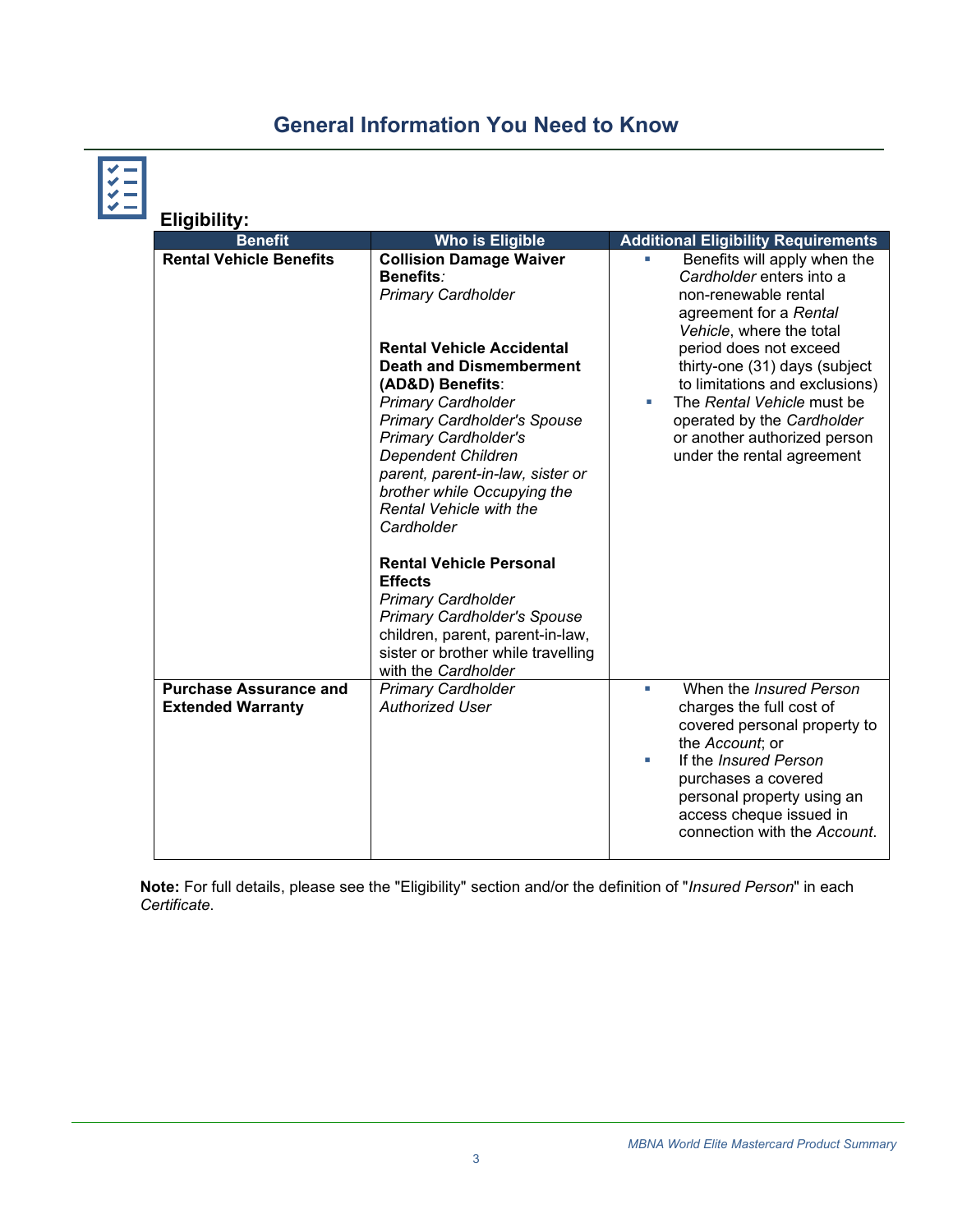## General Information You Need to Know

### Eligibility:

| Benefit | Who is Eligible | Additional Eligibility Requirements |
| --- | --- | --- |
| **Rental Vehicle Benefits** | **Collision Damage Waiver Benefits**:<br>*Primary Cardholder*<br><br>**Rental Vehicle Accidental Death and Dismemberment (AD&D) Benefits**:<br>*Primary Cardholder*<br>*Primary Cardholder's Spouse*<br>*Primary Cardholder's Dependent Children*<br>*parent, parent-in-law, sister or brother while Occupying the Rental Vehicle with the Cardholder*<br><br>**Rental Vehicle Personal Effects**<br>*Primary Cardholder*<br>*Primary Cardholder's Spouse*<br>children, parent, parent-in-law, sister or brother while travelling with the *Cardholder* | ▪ Benefits will apply when the *Cardholder* enters into a non-renewable rental agreement for a *Rental Vehicle*, where the total period does not exceed thirty-one (31) days (subject to limitations and exclusions)<br>▪ The *Rental Vehicle* must be operated by the *Cardholder* or another authorized person under the rental agreement |
| **Purchase Assurance and Extended Warranty** | *Primary Cardholder*<br>*Authorized User* | ▪ When the *Insured Person* charges the full cost of covered personal property to the *Account*; or<br>▪ If the *Insured Person* purchases a covered personal property using an access cheque issued in connection with the *Account*. |

**Note:** For full details, please see the "Eligibility" section and/or the definition of "*Insured Person*" in each *Certificate*.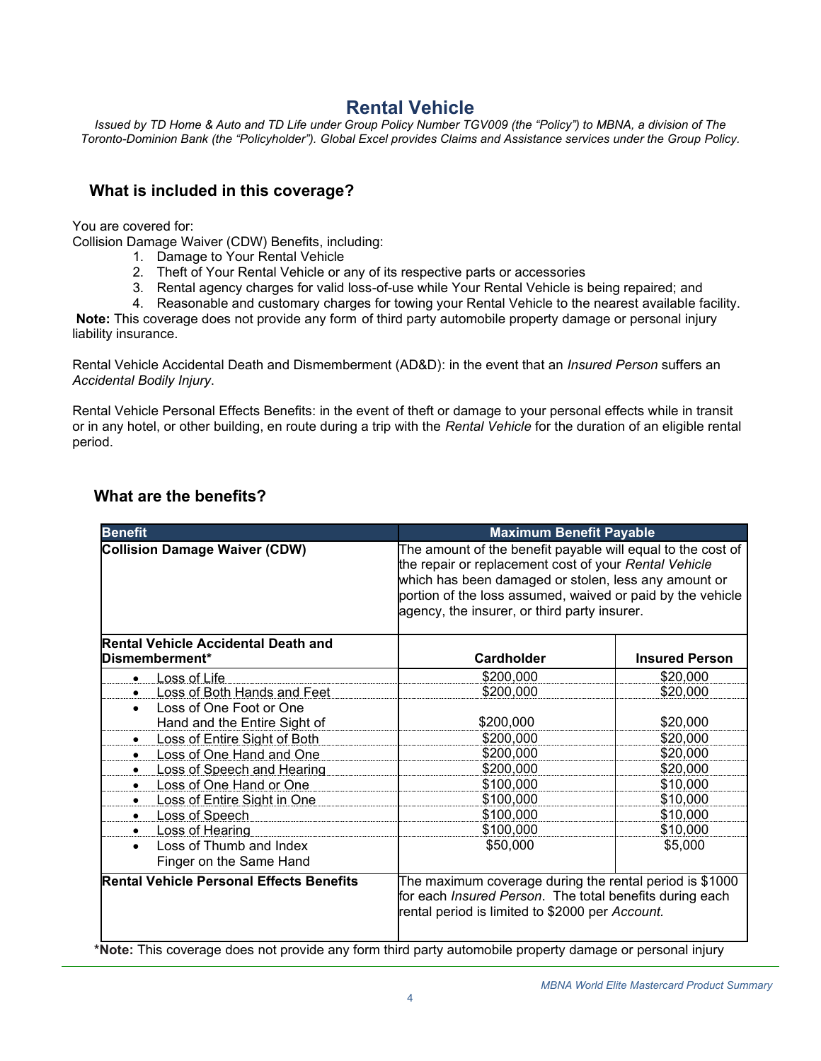# Rental Vehicle

*Issued by TD Home & Auto and TD Life under Group Policy Number TGV009 (the "Policy") to MBNA, a division of The Toronto-Dominion Bank (the "Policyholder"). Global Excel provides Claims and Assistance services under the Group Policy.*

## What is included in this coverage?

You are covered for:
Collision Damage Waiver (CDW) Benefits, including:

1. Damage to Your Rental Vehicle
2. Theft of Your Rental Vehicle or any of its respective parts or accessories
3. Rental agency charges for valid loss-of-use while Your Rental Vehicle is being repaired; and
4. Reasonable and customary charges for towing your Rental Vehicle to the nearest available facility.

**Note:** This coverage does not provide any form of third party automobile property damage or personal injury liability insurance.

Rental Vehicle Accidental Death and Dismemberment (AD&D): in the event that an *Insured Person* suffers an *Accidental Bodily Injury*.

Rental Vehicle Personal Effects Benefits: in the event of theft or damage to your personal effects while in transit or in any hotel, or other building, en route during a trip with the *Rental Vehicle* for the duration of an eligible rental period.

## What are the benefits?

| Benefit | Maximum Benefit Payable | |
|---|---|---|
| **Collision Damage Waiver (CDW)** | The amount of the benefit payable will equal to the cost of the repair or replacement cost of your *Rental Vehicle* which has been damaged or stolen, less any amount or portion of the loss assumed, waived or paid by the vehicle agency, the insurer, or third party insurer. | |
| **Rental Vehicle Accidental Death and Dismemberment*** | **Cardholder** | **Insured Person** |
| • Loss of Life | $200,000 | $20,000 |
| • Loss of Both Hands and Feet | $200,000 | $20,000 |
| • Loss of One Foot or One Hand and the Entire Sight of | $200,000 | $20,000 |
| • Loss of Entire Sight of Both | $200,000 | $20,000 |
| • Loss of One Hand and One | $200,000 | $20,000 |
| • Loss of Speech and Hearing | $200,000 | $20,000 |
| • Loss of One Hand or One | $100,000 | $10,000 |
| • Loss of Entire Sight in One | $100,000 | $10,000 |
| • Loss of Speech | $100,000 | $10,000 |
| • Loss of Hearing | $100,000 | $10,000 |
| • Loss of Thumb and Index Finger on the Same Hand | $50,000 | $5,000 |
| **Rental Vehicle Personal Effects Benefits** | The maximum coverage during the rental period is $1000 for each *Insured Person*. The total benefits during each rental period is limited to $2000 per *Account.* | |

***Note:** This coverage does not provide any form third party automobile property damage or personal injury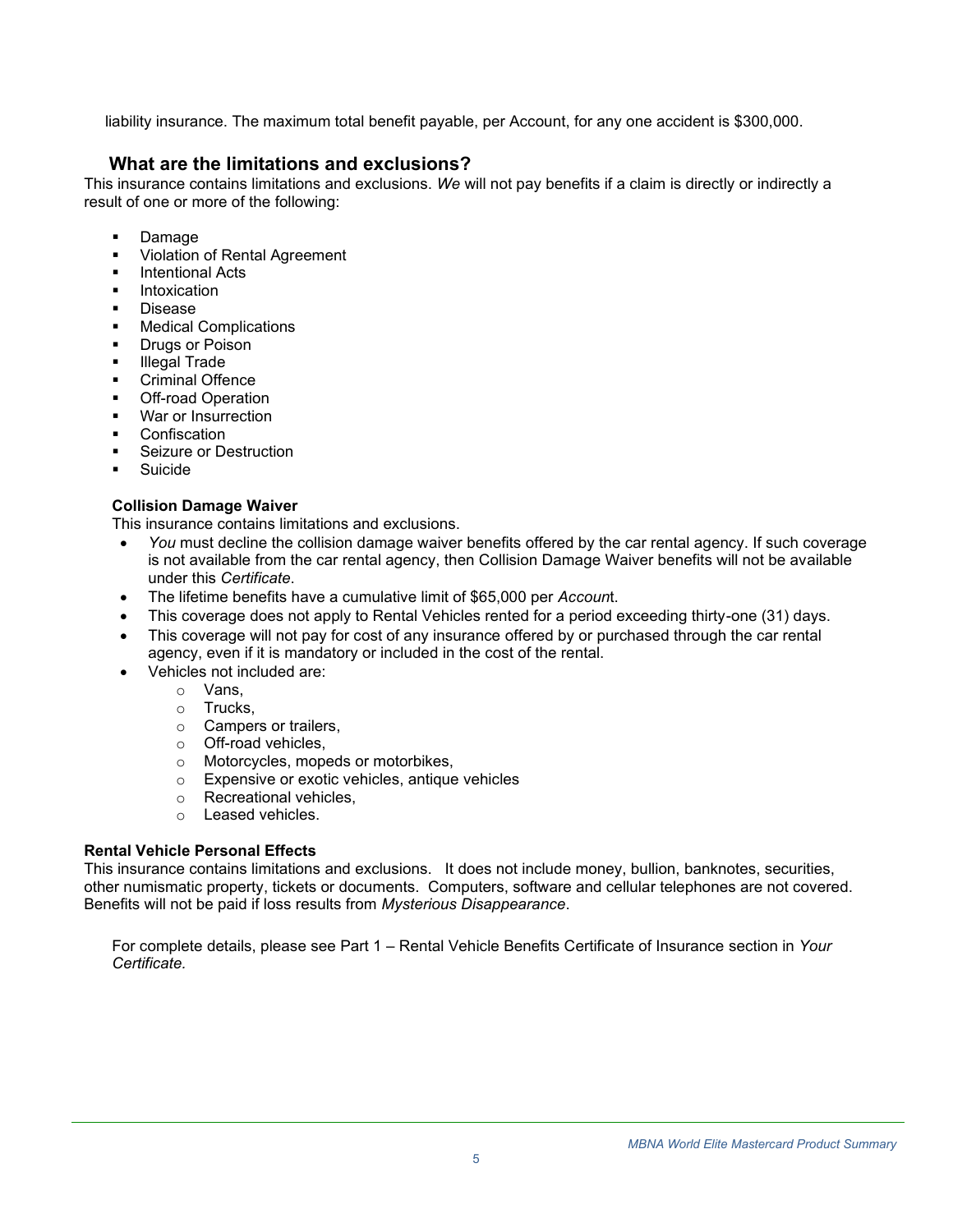liability insurance. The maximum total benefit payable, per Account, for any one accident is $300,000.

## What are the limitations and exclusions?

This insurance contains limitations and exclusions. *We* will not pay benefits if a claim is directly or indirectly a result of one or more of the following:

- Damage
- Violation of Rental Agreement
- Intentional Acts
- Intoxication
- Disease
- Medical Complications
- Drugs or Poison
- Illegal Trade
- Criminal Offence
- Off-road Operation
- War or Insurrection
- Confiscation
- Seizure or Destruction
- Suicide

**Collision Damage Waiver**

This insurance contains limitations and exclusions.

- *You* must decline the collision damage waiver benefits offered by the car rental agency. If such coverage is not available from the car rental agency, then Collision Damage Waiver benefits will not be available under this *Certificate*.
- The lifetime benefits have a cumulative limit of $65,000 per *Accoun*t.
- This coverage does not apply to Rental Vehicles rented for a period exceeding thirty-one (31) days.
- This coverage will not pay for cost of any insurance offered by or purchased through the car rental agency, even if it is mandatory or included in the cost of the rental.
- Vehicles not included are:
  - Vans,
  - Trucks,
  - Campers or trailers,
  - Off-road vehicles,
  - Motorcycles, mopeds or motorbikes,
  - Expensive or exotic vehicles, antique vehicles
  - Recreational vehicles,
  - Leased vehicles.

**Rental Vehicle Personal Effects**

This insurance contains limitations and exclusions. It does not include money, bullion, banknotes, securities, other numismatic property, tickets or documents. Computers, software and cellular telephones are not covered. Benefits will not be paid if loss results from *Mysterious Disappearance*.

For complete details, please see Part 1 – Rental Vehicle Benefits Certificate of Insurance section in *Your Certificate.*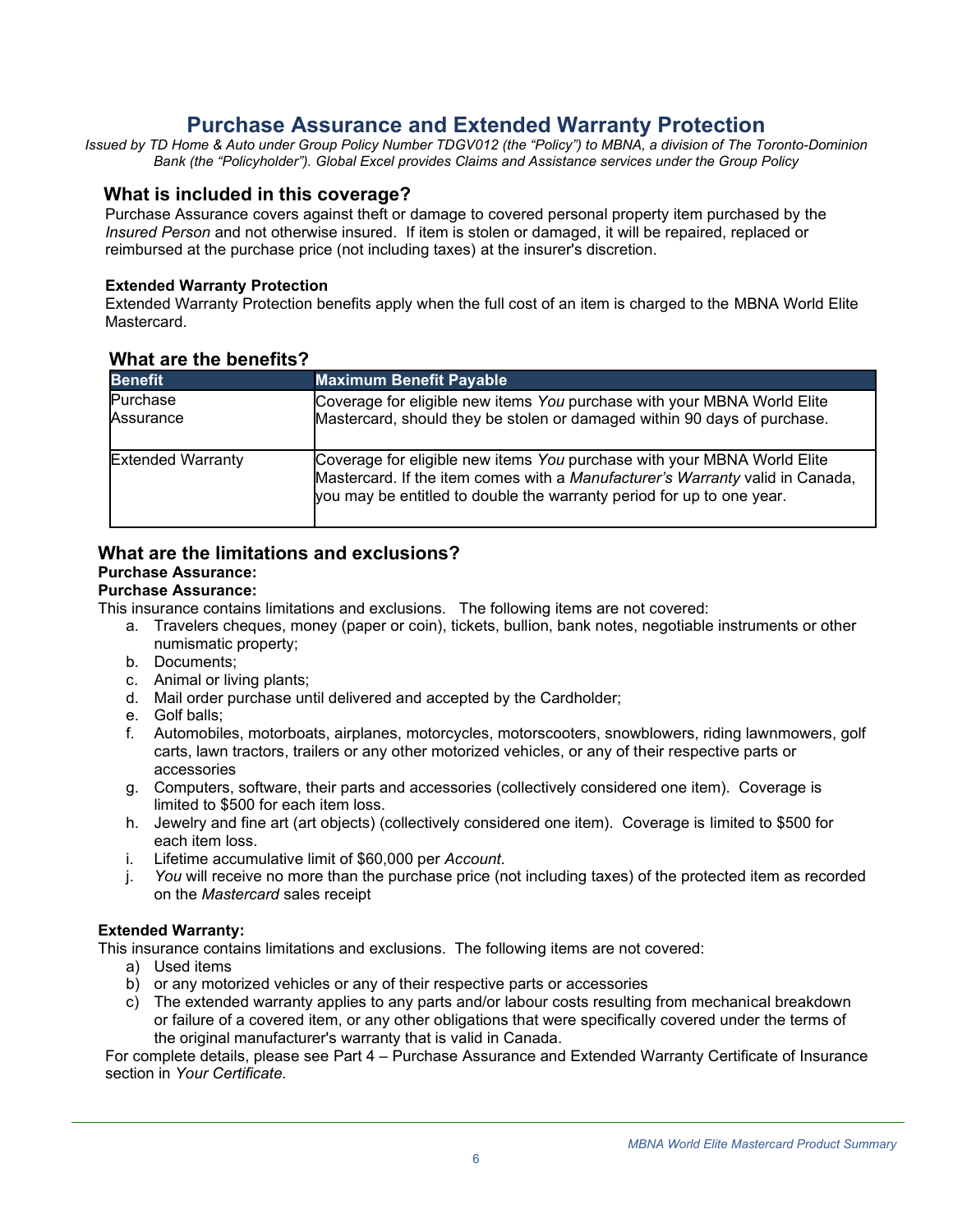# Purchase Assurance and Extended Warranty Protection

*Issued by TD Home & Auto under Group Policy Number TDGV012 (the "Policy") to MBNA, a division of The Toronto-Dominion Bank (the "Policyholder"). Global Excel provides Claims and Assistance services under the Group Policy*

## What is included in this coverage?

Purchase Assurance covers against theft or damage to covered personal property item purchased by the *Insured Person* and not otherwise insured. If item is stolen or damaged, it will be repaired, replaced or reimbursed at the purchase price (not including taxes) at the insurer's discretion.

**Extended Warranty Protection**

Extended Warranty Protection benefits apply when the full cost of an item is charged to the MBNA World Elite Mastercard.

## What are the benefits?

| Benefit | Maximum Benefit Payable |
|---|---|
| Purchase Assurance | Coverage for eligible new items *You* purchase with your MBNA World Elite Mastercard, should they be stolen or damaged within 90 days of purchase. |
| Extended Warranty | Coverage for eligible new items *You* purchase with your MBNA World Elite Mastercard. If the item comes with a *Manufacturer's Warranty* valid in Canada, you may be entitled to double the warranty period for up to one year. |

## What are the limitations and exclusions?

**Purchase Assurance:**

**Purchase Assurance:**

This insurance contains limitations and exclusions. The following items are not covered:

a. Travelers cheques, money (paper or coin), tickets, bullion, bank notes, negotiable instruments or other numismatic property;
b. Documents;
c. Animal or living plants;
d. Mail order purchase until delivered and accepted by the Cardholder;
e. Golf balls;
f. Automobiles, motorboats, airplanes, motorcycles, motorscooters, snowblowers, riding lawnmowers, golf carts, lawn tractors, trailers or any other motorized vehicles, or any of their respective parts or accessories
g. Computers, software, their parts and accessories (collectively considered one item). Coverage is limited to $500 for each item loss.
h. Jewelry and fine art (art objects) (collectively considered one item). Coverage is limited to $500 for each item loss.
i. Lifetime accumulative limit of $60,000 per *Account*.
j. *You* will receive no more than the purchase price (not including taxes) of the protected item as recorded on the *Mastercard* sales receipt

**Extended Warranty:**

This insurance contains limitations and exclusions. The following items are not covered:

a) Used items
b) or any motorized vehicles or any of their respective parts or accessories
c) The extended warranty applies to any parts and/or labour costs resulting from mechanical breakdown or failure of a covered item, or any other obligations that were specifically covered under the terms of the original manufacturer's warranty that is valid in Canada.

For complete details, please see Part 4 – Purchase Assurance and Extended Warranty Certificate of Insurance section in *Your Certificate.*